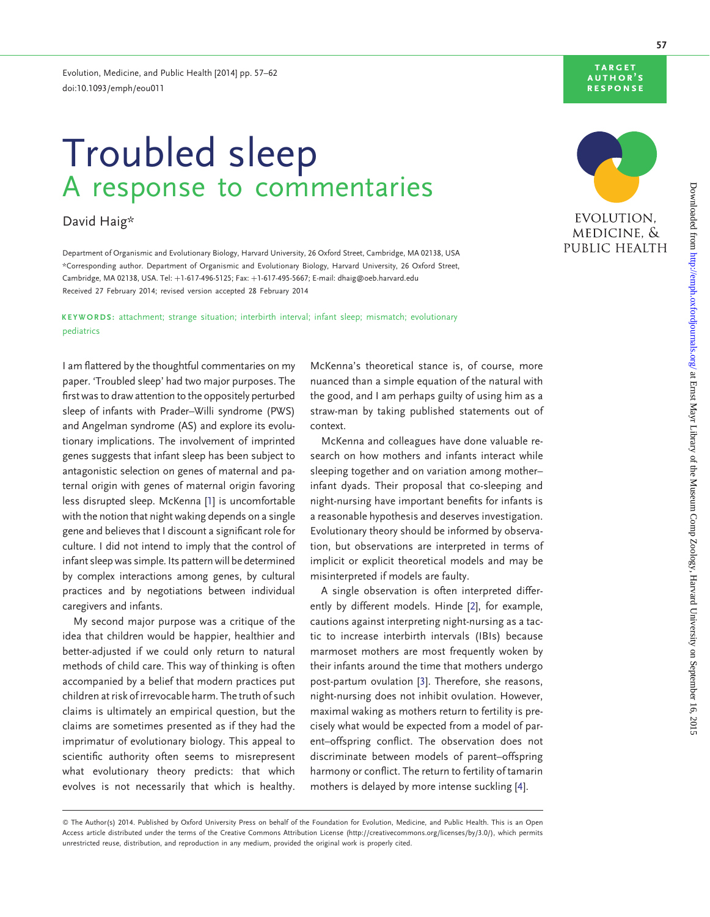# Troubled sleep

## A response to commentaries

David Haig*

Department of Organismic and Evolutionary Biology, Harvard University, 26 Oxford Street, Cambridge, MA 02138, USA
*Corresponding author. Department of Organismic and Evolutionary Biology, Harvard University, 26 Oxford Street, Cambridge, MA 02138, USA. Tel: +1-617-496-5125; Fax: +1-617-495-5667; E-mail: dhaig@oeb.harvard.edu
Received 27 February 2014; revised version accepted 28 February 2014

**KEYWORDS:** attachment; strange situation; interbirth interval; infant sleep; mismatch; evolutionary pediatrics

I am flattered by the thoughtful commentaries on my paper. 'Troubled sleep' had two major purposes. The first was to draw attention to the oppositely perturbed sleep of infants with Prader–Willi syndrome (PWS) and Angelman syndrome (AS) and explore its evolutionary implications. The involvement of imprinted genes suggests that infant sleep has been subject to antagonistic selection on genes of maternal and paternal origin with genes of maternal origin favoring less disrupted sleep. McKenna [1] is uncomfortable with the notion that night waking depends on a single gene and believes that I discount a significant role for culture. I did not intend to imply that the control of infant sleep was simple. Its pattern will be determined by complex interactions among genes, by cultural practices and by negotiations between individual caregivers and infants.

My second major purpose was a critique of the idea that children would be happier, healthier and better-adjusted if we could only return to natural methods of child care. This way of thinking is often accompanied by a belief that modern practices put children at risk of irrevocable harm. The truth of such claims is ultimately an empirical question, but the claims are sometimes presented as if they had the imprimatur of evolutionary biology. This appeal to scientific authority often seems to misrepresent what evolutionary theory predicts: that which evolves is not necessarily that which is healthy. McKenna's theoretical stance is, of course, more nuanced than a simple equation of the natural with the good, and I am perhaps guilty of using him as a straw-man by taking published statements out of context.

McKenna and colleagues have done valuable research on how mothers and infants interact while sleeping together and on variation among mother–infant dyads. Their proposal that co-sleeping and night-nursing have important benefits for infants is a reasonable hypothesis and deserves investigation. Evolutionary theory should be informed by observation, but observations are interpreted in terms of implicit or explicit theoretical models and may be misinterpreted if models are faulty.

A single observation is often interpreted differently by different models. Hinde [2], for example, cautions against interpreting night-nursing as a tactic to increase interbirth intervals (IBIs) because marmoset mothers are most frequently woken by their infants around the time that mothers undergo post-partum ovulation [3]. Therefore, she reasons, night-nursing does not inhibit ovulation. However, maximal waking as mothers return to fertility is precisely what would be expected from a model of parent–offspring conflict. The observation does not discriminate between models of parent–offspring harmony or conflict. The return to fertility of tamarin mothers is delayed by more intense suckling [4].

© The Author(s) 2014. Published by Oxford University Press on behalf of the Foundation for Evolution, Medicine, and Public Health. This is an Open Access article distributed under the terms of the Creative Commons Attribution License (http://creativecommons.org/licenses/by/3.0/), which permits unrestricted reuse, distribution, and reproduction in any medium, provided the original work is properly cited.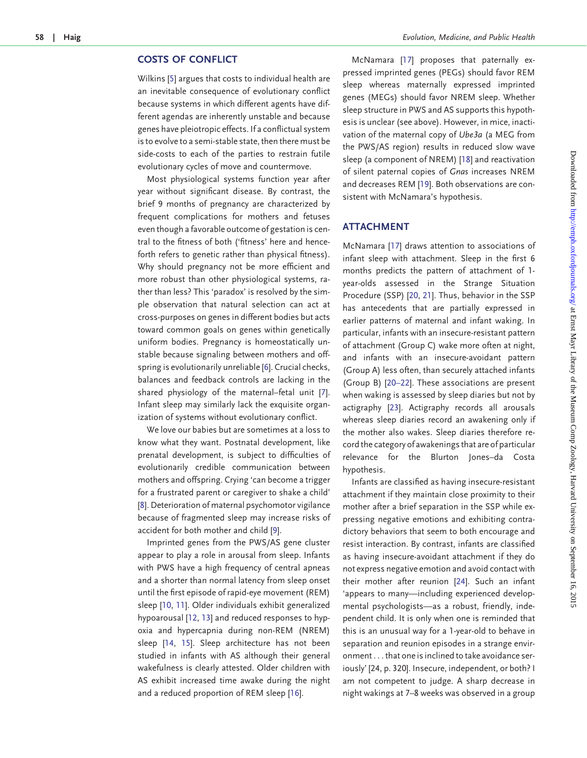## COSTS OF CONFLICT

Wilkins [5] argues that costs to individual health are an inevitable consequence of evolutionary conflict because systems in which different agents have different agendas are inherently unstable and because genes have pleiotropic effects. If a conflictual system is to evolve to a semi-stable state, then there must be side-costs to each of the parties to restrain futile evolutionary cycles of move and countermove.

Most physiological systems function year after year without significant disease. By contrast, the brief 9 months of pregnancy are characterized by frequent complications for mothers and fetuses even though a favorable outcome of gestation is central to the fitness of both ('fitness' here and henceforth refers to genetic rather than physical fitness). Why should pregnancy not be more efficient and more robust than other physiological systems, rather than less? This 'paradox' is resolved by the simple observation that natural selection can act at cross-purposes on genes in different bodies but acts toward common goals on genes within genetically uniform bodies. Pregnancy is homeostatically unstable because signaling between mothers and offspring is evolutionarily unreliable [6]. Crucial checks, balances and feedback controls are lacking in the shared physiology of the maternal–fetal unit [7]. Infant sleep may similarly lack the exquisite organization of systems without evolutionary conflict.

We love our babies but are sometimes at a loss to know what they want. Postnatal development, like prenatal development, is subject to difficulties of evolutionarily credible communication between mothers and offspring. Crying 'can become a trigger for a frustrated parent or caregiver to shake a child' [8]. Deterioration of maternal psychomotor vigilance because of fragmented sleep may increase risks of accident for both mother and child [9].

Imprinted genes from the PWS/AS gene cluster appear to play a role in arousal from sleep. Infants with PWS have a high frequency of central apneas and a shorter than normal latency from sleep onset until the first episode of rapid-eye movement (REM) sleep [10, 11]. Older individuals exhibit generalized hypoarousal [12, 13] and reduced responses to hypoxia and hypercapnia during non-REM (NREM) sleep [14, 15]. Sleep architecture has not been studied in infants with AS although their general wakefulness is clearly attested. Older children with AS exhibit increased time awake during the night and a reduced proportion of REM sleep [16].

McNamara [17] proposes that paternally expressed imprinted genes (PEGs) should favor REM sleep whereas maternally expressed imprinted genes (MEGs) should favor NREM sleep. Whether sleep structure in PWS and AS supports this hypothesis is unclear (see above). However, in mice, inactivation of the maternal copy of *Ube3a* (a MEG from the PWS/AS region) results in reduced slow wave sleep (a component of NREM) [18] and reactivation of silent paternal copies of *Gnas* increases NREM and decreases REM [19]. Both observations are consistent with McNamara's hypothesis.

## ATTACHMENT

McNamara [17] draws attention to associations of infant sleep with attachment. Sleep in the first 6 months predicts the pattern of attachment of 1-year-olds assessed in the Strange Situation Procedure (SSP) [20, 21]. Thus, behavior in the SSP has antecedents that are partially expressed in earlier patterns of maternal and infant waking. In particular, infants with an insecure-resistant pattern of attachment (Group C) wake more often at night, and infants with an insecure-avoidant pattern (Group A) less often, than securely attached infants (Group B) [20–22]. These associations are present when waking is assessed by sleep diaries but not by actigraphy [23]. Actigraphy records all arousals whereas sleep diaries record an awakening only if the mother also wakes. Sleep diaries therefore record the category of awakenings that are of particular relevance for the Blurton Jones–da Costa hypothesis.

Infants are classified as having insecure-resistant attachment if they maintain close proximity to their mother after a brief separation in the SSP while expressing negative emotions and exhibiting contradictory behaviors that seem to both encourage and resist interaction. By contrast, infants are classified as having insecure-avoidant attachment if they do not express negative emotion and avoid contact with their mother after reunion [24]. Such an infant 'appears to many—including experienced developmental psychologists—as a robust, friendly, independent child. It is only when one is reminded that this is an unusual way for a 1-year-old to behave in separation and reunion episodes in a strange environment . . . that one is inclined to take avoidance seriously' [24, p. 320]. Insecure, independent, or both? I am not competent to judge. A sharp decrease in night wakings at 7–8 weeks was observed in a group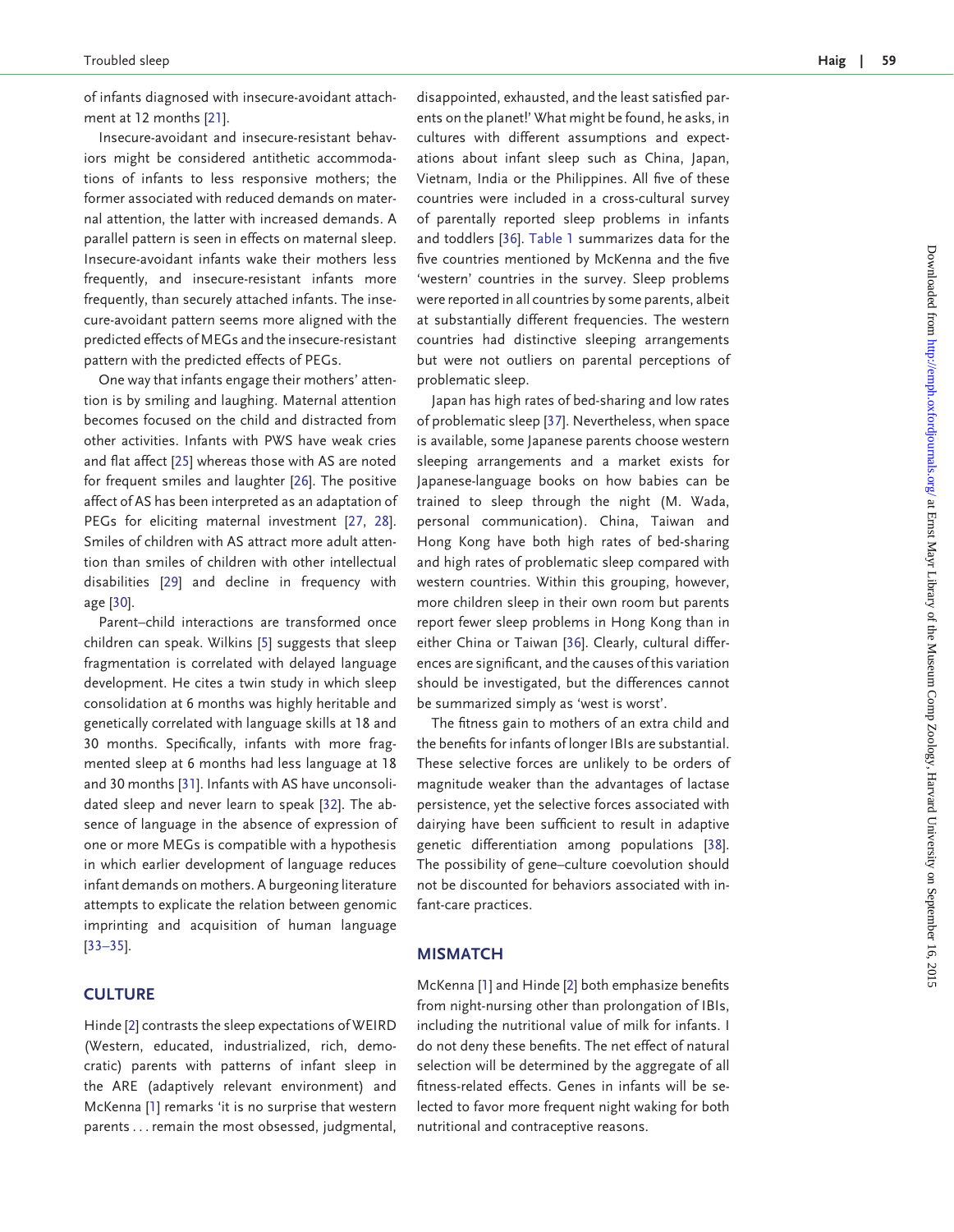of infants diagnosed with insecure-avoidant attachment at 12 months [21].

Insecure-avoidant and insecure-resistant behaviors might be considered antithetic accommodations of infants to less responsive mothers; the former associated with reduced demands on maternal attention, the latter with increased demands. A parallel pattern is seen in effects on maternal sleep. Insecure-avoidant infants wake their mothers less frequently, and insecure-resistant infants more frequently, than securely attached infants. The insecure-avoidant pattern seems more aligned with the predicted effects of MEGs and the insecure-resistant pattern with the predicted effects of PEGs.

One way that infants engage their mothers' attention is by smiling and laughing. Maternal attention becomes focused on the child and distracted from other activities. Infants with PWS have weak cries and flat affect [25] whereas those with AS are noted for frequent smiles and laughter [26]. The positive affect of AS has been interpreted as an adaptation of PEGs for eliciting maternal investment [27, 28]. Smiles of children with AS attract more adult attention than smiles of children with other intellectual disabilities [29] and decline in frequency with age [30].

Parent–child interactions are transformed once children can speak. Wilkins [5] suggests that sleep fragmentation is correlated with delayed language development. He cites a twin study in which sleep consolidation at 6 months was highly heritable and genetically correlated with language skills at 18 and 30 months. Specifically, infants with more fragmented sleep at 6 months had less language at 18 and 30 months [31]. Infants with AS have unconsolidated sleep and never learn to speak [32]. The absence of language in the absence of expression of one or more MEGs is compatible with a hypothesis in which earlier development of language reduces infant demands on mothers. A burgeoning literature attempts to explicate the relation between genomic imprinting and acquisition of human language [33–35].

## CULTURE

Hinde [2] contrasts the sleep expectations of WEIRD (Western, educated, industrialized, rich, democratic) parents with patterns of infant sleep in the ARE (adaptively relevant environment) and McKenna [1] remarks 'it is no surprise that western parents . . . remain the most obsessed, judgmental, disappointed, exhausted, and the least satisfied parents on the planet!' What might be found, he asks, in cultures with different assumptions and expectations about infant sleep such as China, Japan, Vietnam, India or the Philippines. All five of these countries were included in a cross-cultural survey of parentally reported sleep problems in infants and toddlers [36]. Table 1 summarizes data for the five countries mentioned by McKenna and the five 'western' countries in the survey. Sleep problems were reported in all countries by some parents, albeit at substantially different frequencies. The western countries had distinctive sleeping arrangements but were not outliers on parental perceptions of problematic sleep.

Japan has high rates of bed-sharing and low rates of problematic sleep [37]. Nevertheless, when space is available, some Japanese parents choose western sleeping arrangements and a market exists for Japanese-language books on how babies can be trained to sleep through the night (M. Wada, personal communication). China, Taiwan and Hong Kong have both high rates of bed-sharing and high rates of problematic sleep compared with western countries. Within this grouping, however, more children sleep in their own room but parents report fewer sleep problems in Hong Kong than in either China or Taiwan [36]. Clearly, cultural differences are significant, and the causes of this variation should be investigated, but the differences cannot be summarized simply as 'west is worst'.

The fitness gain to mothers of an extra child and the benefits for infants of longer IBIs are substantial. These selective forces are unlikely to be orders of magnitude weaker than the advantages of lactase persistence, yet the selective forces associated with dairying have been sufficient to result in adaptive genetic differentiation among populations [38]. The possibility of gene–culture coevolution should not be discounted for behaviors associated with infant-care practices.

## MISMATCH

McKenna [1] and Hinde [2] both emphasize benefits from night-nursing other than prolongation of IBIs, including the nutritional value of milk for infants. I do not deny these benefits. The net effect of natural selection will be determined by the aggregate of all fitness-related effects. Genes in infants will be selected to favor more frequent night waking for both nutritional and contraceptive reasons.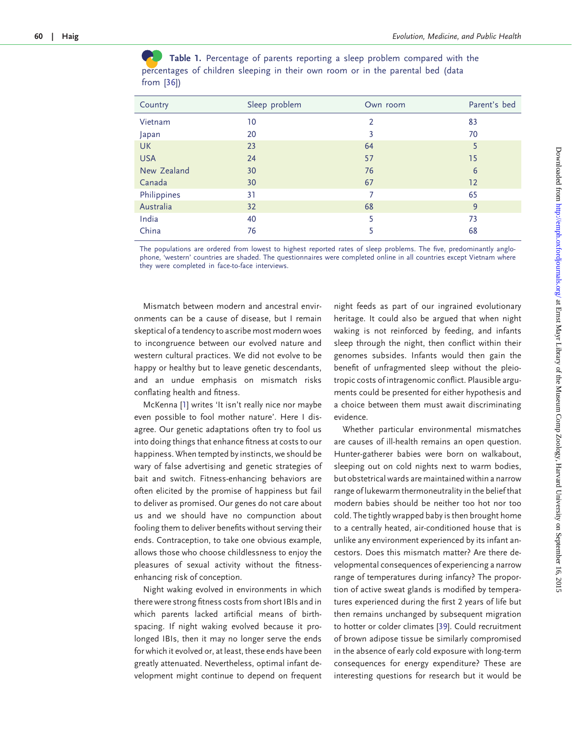**Table 1.** Percentage of parents reporting a sleep problem compared with the percentages of children sleeping in their own room or in the parental bed (data from [36])

| Country | Sleep problem | Own room | Parent's bed |
|---|---|---|---|
| Vietnam | 10 | 2 | 83 |
| Japan | 20 | 3 | 70 |
| UK | 23 | 64 | 5 |
| USA | 24 | 57 | 15 |
| New Zealand | 30 | 76 | 6 |
| Canada | 30 | 67 | 12 |
| Philippines | 31 | 7 | 65 |
| Australia | 32 | 68 | 9 |
| India | 40 | 5 | 73 |
| China | 76 | 5 | 68 |

The populations are ordered from lowest to highest reported rates of sleep problems. The five, predominantly anglophone, 'western' countries are shaded. The questionnaires were completed online in all countries except Vietnam where they were completed in face-to-face interviews.

Mismatch between modern and ancestral environments can be a cause of disease, but I remain skeptical of a tendency to ascribe most modern woes to incongruence between our evolved nature and western cultural practices. We did not evolve to be happy or healthy but to leave genetic descendants, and an undue emphasis on mismatch risks conflating health and fitness.

McKenna [1] writes 'It isn't really nice nor maybe even possible to fool mother nature'. Here I disagree. Our genetic adaptations often try to fool us into doing things that enhance fitness at costs to our happiness. When tempted by instincts, we should be wary of false advertising and genetic strategies of bait and switch. Fitness-enhancing behaviors are often elicited by the promise of happiness but fail to deliver as promised. Our genes do not care about us and we should have no compunction about fooling them to deliver benefits without serving their ends. Contraception, to take one obvious example, allows those who choose childlessness to enjoy the pleasures of sexual activity without the fitness-enhancing risk of conception.

Night waking evolved in environments in which there were strong fitness costs from short IBIs and in which parents lacked artificial means of birth-spacing. If night waking evolved because it prolonged IBIs, then it may no longer serve the ends for which it evolved or, at least, these ends have been greatly attenuated. Nevertheless, optimal infant development might continue to depend on frequent night feeds as part of our ingrained evolutionary heritage. It could also be argued that when night waking is not reinforced by feeding, and infants sleep through the night, then conflict within their genomes subsides. Infants would then gain the benefit of unfragmented sleep without the pleiotropic costs of intragenomic conflict. Plausible arguments could be presented for either hypothesis and a choice between them must await discriminating evidence.

Whether particular environmental mismatches are causes of ill-health remains an open question. Hunter-gatherer babies were born on walkabout, sleeping out on cold nights next to warm bodies, but obstetrical wards are maintained within a narrow range of lukewarm thermoneutrality in the belief that modern babies should be neither too hot nor too cold. The tightly wrapped baby is then brought home to a centrally heated, air-conditioned house that is unlike any environment experienced by its infant ancestors. Does this mismatch matter? Are there developmental consequences of experiencing a narrow range of temperatures during infancy? The proportion of active sweat glands is modified by temperatures experienced during the first 2 years of life but then remains unchanged by subsequent migration to hotter or colder climates [39]. Could recruitment of brown adipose tissue be similarly compromised in the absence of early cold exposure with long-term consequences for energy expenditure? These are interesting questions for research but it would be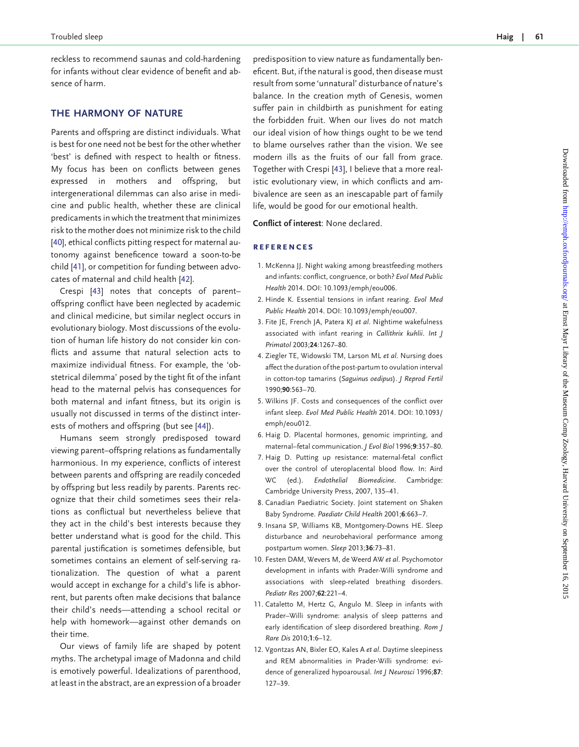reckless to recommend saunas and cold-hardening for infants without clear evidence of benefit and absence of harm.

## THE HARMONY OF NATURE

Parents and offspring are distinct individuals. What is best for one need not be best for the other whether 'best' is defined with respect to health or fitness. My focus has been on conflicts between genes expressed in mothers and offspring, but intergenerational dilemmas can also arise in medicine and public health, whether these are clinical predicaments in which the treatment that minimizes risk to the mother does not minimize risk to the child [40], ethical conflicts pitting respect for maternal autonomy against beneficence toward a soon-to-be child [41], or competition for funding between advocates of maternal and child health [42].

Crespi [43] notes that concepts of parent–offspring conflict have been neglected by academic and clinical medicine, but similar neglect occurs in evolutionary biology. Most discussions of the evolution of human life history do not consider kin conflicts and assume that natural selection acts to maximize individual fitness. For example, the 'obstetrical dilemma' posed by the tight fit of the infant head to the maternal pelvis has consequences for both maternal and infant fitness, but its origin is usually not discussed in terms of the distinct interests of mothers and offspring (but see [44]).

Humans seem strongly predisposed toward viewing parent–offspring relations as fundamentally harmonious. In my experience, conflicts of interest between parents and offspring are readily conceded by offspring but less readily by parents. Parents recognize that their child sometimes sees their relations as conflictual but nevertheless believe that they act in the child's best interests because they better understand what is good for the child. This parental justification is sometimes defensible, but sometimes contains an element of self-serving rationalization. The question of what a parent would accept in exchange for a child's life is abhorrent, but parents often make decisions that balance their child's needs—attending a school recital or help with homework—against other demands on their time.

Our views of family life are shaped by potent myths. The archetypal image of Madonna and child is emotively powerful. Idealizations of parenthood, at least in the abstract, are an expression of a broader predisposition to view nature as fundamentally beneficent. But, if the natural is good, then disease must result from some 'unnatural' disturbance of nature's balance. In the creation myth of Genesis, women suffer pain in childbirth as punishment for eating the forbidden fruit. When our lives do not match our ideal vision of how things ought to be we tend to blame ourselves rather than the vision. We see modern ills as the fruits of our fall from grace. Together with Crespi [43], I believe that a more realistic evolutionary view, in which conflicts and ambivalence are seen as an inescapable part of family life, would be good for our emotional health.

**Conflict of interest**: None declared.

## REFERENCES

1. McKenna JJ. Night waking among breastfeeding mothers and infants: conflict, congruence, or both? *Evol Med Public Health* 2014. DOI: 10.1093/emph/eou006.
2. Hinde K. Essential tensions in infant rearing. *Evol Med Public Health* 2014. DOI: 10.1093/emph/eou007.
3. Fite JE, French JA, Patera KJ *et al*. Nightime wakefulness associated with infant rearing in *Callithrix kuhlii*. *Int J Primatol* 2003;**24**:1267–80.
4. Ziegler TE, Widowski TM, Larson ML *et al*. Nursing does affect the duration of the post-partum to ovulation interval in cotton-top tamarins (*Saguinus oedipus*). *J Reprod Fertil* 1990;**90**:563–70.
5. Wilkins JF. Costs and consequences of the conflict over infant sleep. *Evol Med Public Health* 2014. DOI: 10.1093/emph/eou012.
6. Haig D. Placental hormones, genomic imprinting, and maternal–fetal communication. *J Evol Biol* 1996;**9**:357–80.
7. Haig D. Putting up resistance: maternal-fetal conflict over the control of uteroplacental blood flow. In: Aird WC (ed.). *Endothelial Biomedicine*. Cambridge: Cambridge University Press, 2007, 135–41.
8. Canadian Paediatric Society. Joint statement on Shaken Baby Syndrome. *Paediatr Child Health* 2001;**6**:663–7.
9. Insana SP, Williams KB, Montgomery-Downs HE. Sleep disturbance and neurobehavioral performance among postpartum women. *Sleep* 2013;**36**:73–81.
10. Festen DAM, Wevers M, de Weerd AW *et al*. Psychomotor development in infants with Prader-Willi syndrome and associations with sleep-related breathing disorders. *Pediatr Res* 2007;**62**:221–4.
11. Cataletto M, Hertz G, Angulo M. Sleep in infants with Prader–Willi syndrome: analysis of sleep patterns and early identification of sleep disordered breathing. *Rom J Rare Dis* 2010;**1**:6–12.
12. Vgontzas AN, Bixler EO, Kales A *et al*. Daytime sleepiness and REM abnormalities in Prader-Willi syndrome: evidence of generalized hypoarousal. *Int J Neurosci* 1996;**87**: 127–39.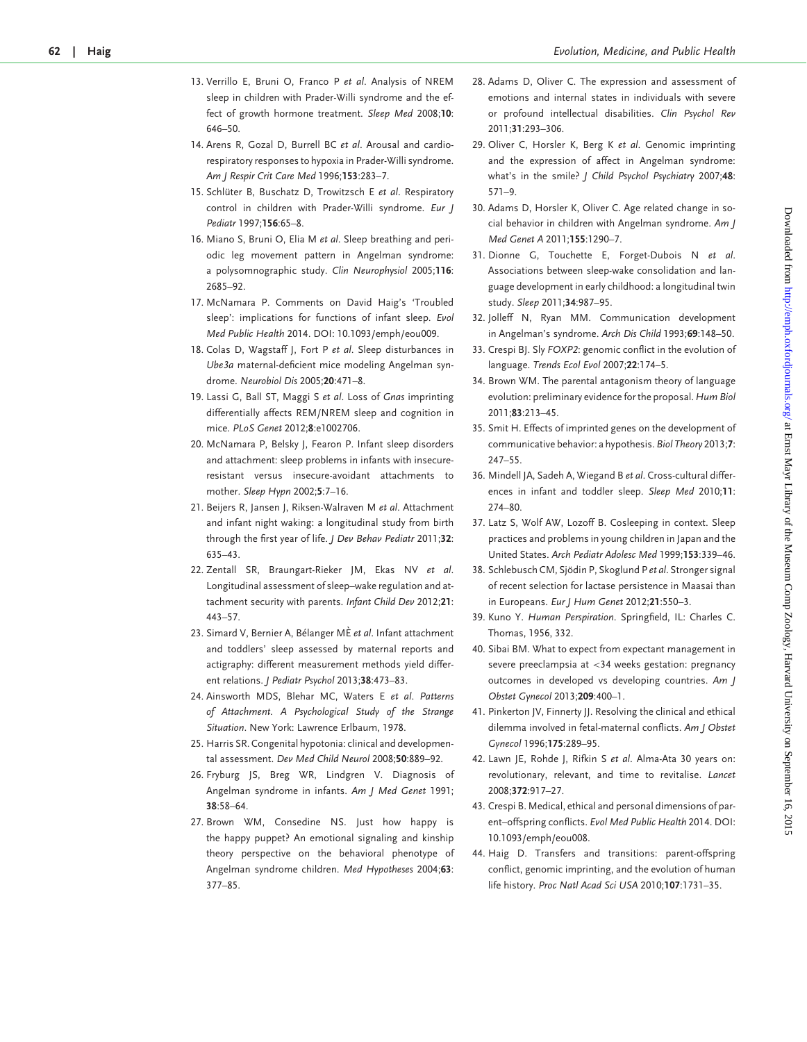13. Verrillo E, Bruni O, Franco P *et al*. Analysis of NREM sleep in children with Prader-Willi syndrome and the effect of growth hormone treatment. *Sleep Med* 2008;**10**: 646–50.
14. Arens R, Gozal D, Burrell BC *et al*. Arousal and cardiorespiratory responses to hypoxia in Prader-Willi syndrome. *Am J Respir Crit Care Med* 1996;**153**:283–7.
15. Schlüter B, Buschatz D, Trowitzsch E *et al*. Respiratory control in children with Prader-Willi syndrome. *Eur J Pediatr* 1997;**156**:65–8.
16. Miano S, Bruni O, Elia M *et al*. Sleep breathing and periodic leg movement pattern in Angelman syndrome: a polysomnographic study. *Clin Neurophysiol* 2005;**116**: 2685–92.
17. McNamara P. Comments on David Haig's 'Troubled sleep': implications for functions of infant sleep. *Evol Med Public Health* 2014. DOI: 10.1093/emph/eou009.
18. Colas D, Wagstaff J, Fort P *et al*. Sleep disturbances in *Ube3a* maternal-deficient mice modeling Angelman syndrome. *Neurobiol Dis* 2005;**20**:471–8.
19. Lassi G, Ball ST, Maggi S *et al*. Loss of *Gnas* imprinting differentially affects REM/NREM sleep and cognition in mice. *PLoS Genet* 2012;**8**:e1002706.
20. McNamara P, Belsky J, Fearon P. Infant sleep disorders and attachment: sleep problems in infants with insecure-resistant versus insecure-avoidant attachments to mother. *Sleep Hypn* 2002;**5**:7–16.
21. Beijers R, Jansen J, Riksen-Walraven M *et al*. Attachment and infant night waking: a longitudinal study from birth through the first year of life. *J Dev Behav Pediatr* 2011;**32**: 635–43.
22. Zentall SR, Braungart-Rieker JM, Ekas NV *et al*. Longitudinal assessment of sleep–wake regulation and attachment security with parents. *Infant Child Dev* 2012;**21**: 443–57.
23. Simard V, Bernier A, Bélanger MÈ *et al*. Infant attachment and toddlers' sleep assessed by maternal reports and actigraphy: different measurement methods yield different relations. *J Pediatr Psychol* 2013;**38**:473–83.
24. Ainsworth MDS, Blehar MC, Waters E *et al*. *Patterns of Attachment. A Psychological Study of the Strange Situation*. New York: Lawrence Erlbaum, 1978.
25. Harris SR. Congenital hypotonia: clinical and developmental assessment. *Dev Med Child Neurol* 2008;**50**:889–92.
26. Fryburg JS, Breg WR, Lindgren V. Diagnosis of Angelman syndrome in infants. *Am J Med Genet* 1991; **38**:58–64.
27. Brown WM, Consedine NS. Just how happy is the happy puppet? An emotional signaling and kinship theory perspective on the behavioral phenotype of Angelman syndrome children. *Med Hypotheses* 2004;**63**: 377–85.
28. Adams D, Oliver C. The expression and assessment of emotions and internal states in individuals with severe or profound intellectual disabilities. *Clin Psychol Rev* 2011;**31**:293–306.
29. Oliver C, Horsler K, Berg K *et al*. Genomic imprinting and the expression of affect in Angelman syndrome: what's in the smile? *J Child Psychol Psychiatry* 2007;**48**: 571–9.
30. Adams D, Horsler K, Oliver C. Age related change in social behavior in children with Angelman syndrome. *Am J Med Genet A* 2011;**155**:1290–7.
31. Dionne G, Touchette E, Forget-Dubois N *et al*. Associations between sleep-wake consolidation and language development in early childhood: a longitudinal twin study. *Sleep* 2011;**34**:987–95.
32. Jolleff N, Ryan MM. Communication development in Angelman's syndrome. *Arch Dis Child* 1993;**69**:148–50.
33. Crespi BJ. Sly *FOXP2*: genomic conflict in the evolution of language. *Trends Ecol Evol* 2007;**22**:174–5.
34. Brown WM. The parental antagonism theory of language evolution: preliminary evidence for the proposal. *Hum Biol* 2011;**83**:213–45.
35. Smit H. Effects of imprinted genes on the development of communicative behavior: a hypothesis. *Biol Theory* 2013;**7**: 247–55.
36. Mindell JA, Sadeh A, Wiegand B *et al*. Cross-cultural differences in infant and toddler sleep. *Sleep Med* 2010;**11**: 274–80.
37. Latz S, Wolf AW, Lozoff B. Cosleeping in context. Sleep practices and problems in young children in Japan and the United States. *Arch Pediatr Adolesc Med* 1999;**153**:339–46.
38. Schlebusch CM, Sjödin P, Skoglund P *et al*. Stronger signal of recent selection for lactase persistence in Maasai than in Europeans. *Eur J Hum Genet* 2012;**21**:550–3.
39. Kuno Y. *Human Perspiration*. Springfield, IL: Charles C. Thomas, 1956, 332.
40. Sibai BM. What to expect from expectant management in severe preeclampsia at <34 weeks gestation: pregnancy outcomes in developed vs developing countries. *Am J Obstet Gynecol* 2013;**209**:400–1.
41. Pinkerton JV, Finnerty JJ. Resolving the clinical and ethical dilemma involved in fetal-maternal conflicts. *Am J Obstet Gynecol* 1996;**175**:289–95.
42. Lawn JE, Rohde J, Rifkin S *et al*. Alma-Ata 30 years on: revolutionary, relevant, and time to revitalise. *Lancet* 2008;**372**:917–27.
43. Crespi B. Medical, ethical and personal dimensions of parent–offspring conflicts. *Evol Med Public Health* 2014. DOI: 10.1093/emph/eou008.
44. Haig D. Transfers and transitions: parent-offspring conflict, genomic imprinting, and the evolution of human life history. *Proc Natl Acad Sci USA* 2010;**107**:1731–35.